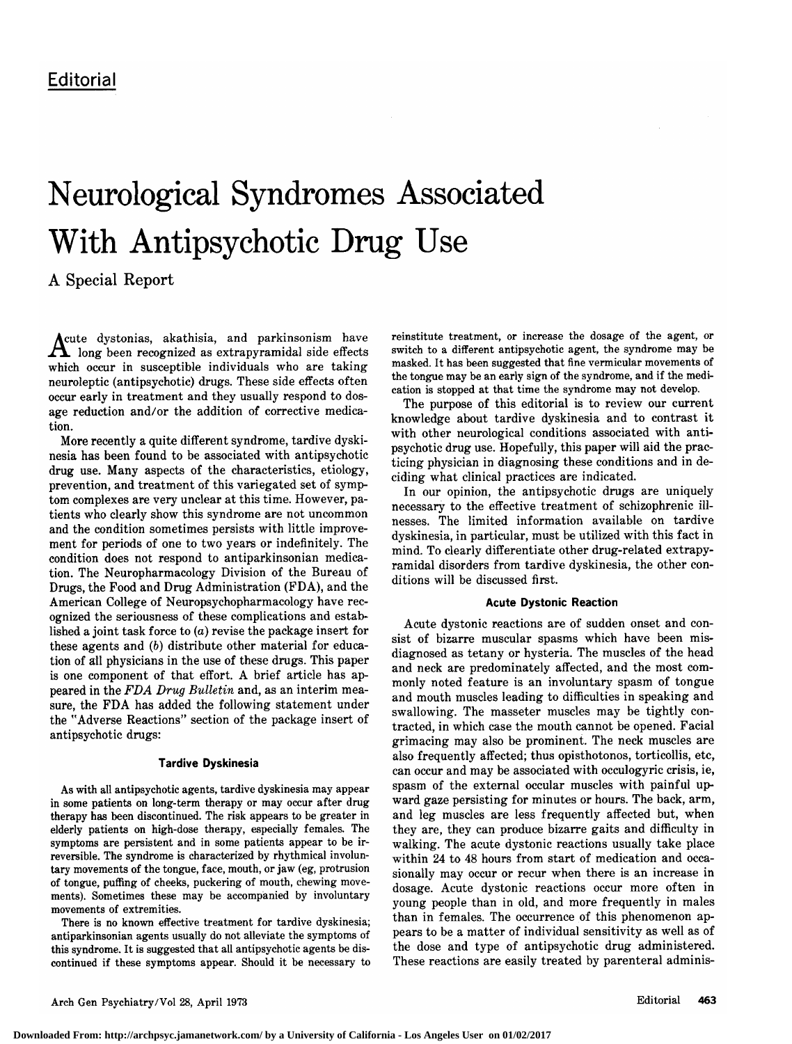Editorial

# Neurological Syndromes Associated With Antipsychotic Drug Use

## A Special Report

Acute dystonias, akathisia, and parkinsonism have long been recognized as extrapyramidal side effects which occur in susceptible individuals who are taking neuroleptic (antipsychotic) drugs. These side effects often occur early in treatment and they usually respond to dosage reduction and/or the addition of corrective medication.

More recently a quite different syndrome, tardive dyskinesia has been found to be associated with antipsychotic drug use. Many aspects of the characteristics, etiology, prevention, and treatment of this variegated set of symptom complexes are very unclear at this time. However, patients who clearly show this syndrome are not uncommon and the condition sometimes persists with little improvement for periods of one to two years or indefinitely. The condition does not respond to antiparkinsonian medication. The Neuropharmacology Division of the Bureau of Drugs, the Food and Drug Administration (FDA), and the American College of Neuropsychopharmacology have recognized the seriousness of these complications and established a joint task force to (*a*) revise the package insert for these agents and (*b*) distribute other material for education of all physicians in the use of these drugs. This paper is one component of that effort. A brief article has appeared in the *FDA Drug Bulletin* and, as an interim measure, the FDA has added the following statement under the "Adverse Reactions" section of the package insert of antipsychotic drugs:

### Tardive Dyskinesia

As with all antipsychotic agents, tardive dyskinesia may appear in some patients on long-term therapy or may occur after drug therapy has been discontinued. The risk appears to be greater in elderly patients on high-dose therapy, especially females. The symptoms are persistent and in some patients appear to be irreversible. The syndrome is characterized by rhythmical involuntary movements of the tongue, face, mouth, or jaw (eg, protrusion of tongue, puffing of cheeks, puckering of mouth, chewing movements). Sometimes these may be accompanied by involuntary movements of extremities.

There is no known effective treatment for tardive dyskinesia; antiparkinsonian agents usually do not alleviate the symptoms of this syndrome. It is suggested that all antipsychotic agents be discontinued if these symptoms appear. Should it be necessary to reinstitute treatment, or increase the dosage of the agent, or switch to a different antipsychotic agent, the syndrome may be masked. It has been suggested that fine vermicular movements of the tongue may be an early sign of the syndrome, and if the medication is stopped at that time the syndrome may not develop.

The purpose of this editorial is to review our current knowledge about tardive dyskinesia and to contrast it with other neurological conditions associated with antipsychotic drug use. Hopefully, this paper will aid the practicing physician in diagnosing these conditions and in deciding what clinical practices are indicated.

In our opinion, the antipsychotic drugs are uniquely necessary to the effective treatment of schizophrenic illnesses. The limited information available on tardive dyskinesia, in particular, must be utilized with this fact in mind. To clearly differentiate other drug-related extrapyramidal disorders from tardive dyskinesia, the other conditions will be discussed first.

### Acute Dystonic Reaction

Acute dystonic reactions are of sudden onset and consist of bizarre muscular spasms which have been misdiagnosed as tetany or hysteria. The muscles of the head and neck are predominately affected, and the most commonly noted feature is an involuntary spasm of tongue and mouth muscles leading to difficulties in speaking and swallowing. The masseter muscles may be tightly contracted, in which case the mouth cannot be opened. Facial grimacing may also be prominent. The neck muscles are also frequently affected; thus opisthotonos, torticollis, etc, can occur and may be associated with occulogyric crisis, ie, spasm of the external occular muscles with painful upward gaze persisting for minutes or hours. The back, arm, and leg muscles are less frequently affected but, when they are, they can produce bizarre gaits and difficulty in walking. The acute dystonic reactions usually take place within 24 to 48 hours from start of medication and occasionally may occur or recur when there is an increase in dosage. Acute dystonic reactions occur more often in young people than in old, and more frequently in males than in females. The occurrence of this phenomenon appears to be a matter of individual sensitivity as well as of the dose and type of antipsychotic drug administered. These reactions are easily treated by parenteral adminis-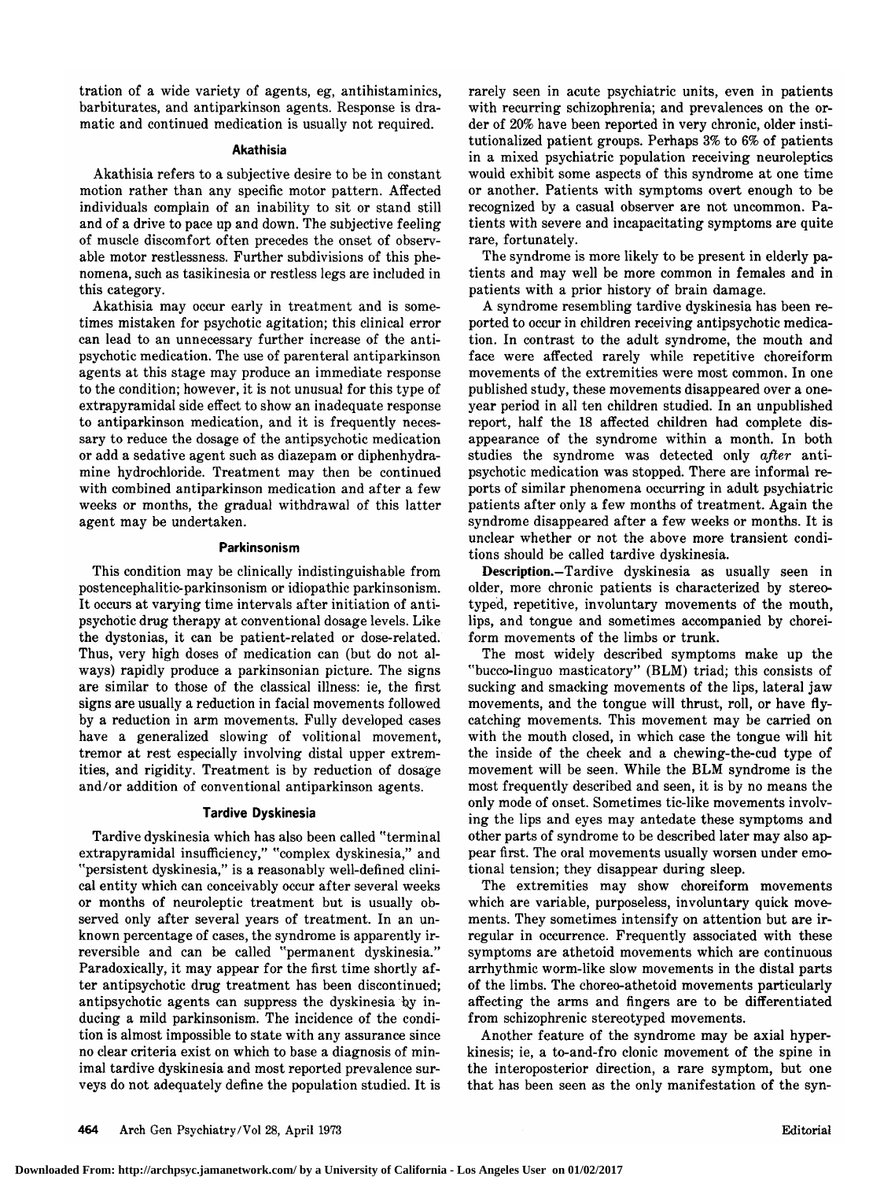tration of a wide variety of agents, eg, antihistaminics, barbiturates, and antiparkinson agents. Response is dramatic and continued medication is usually not required.

### Akathisia

Akathisia refers to a subjective desire to be in constant motion rather than any specific motor pattern. Affected individuals complain of an inability to sit or stand still and of a drive to pace up and down. The subjective feeling of muscle discomfort often precedes the onset of observable motor restlessness. Further subdivisions of this phenomena, such as tasikinesia or restless legs are included in this category.

Akathisia may occur early in treatment and is sometimes mistaken for psychotic agitation; this clinical error can lead to an unnecessary further increase of the antipsychotic medication. The use of parenteral antiparkinson agents at this stage may produce an immediate response to the condition; however, it is not unusual for this type of extrapyramidal side effect to show an inadequate response to antiparkinson medication, and it is frequently necessary to reduce the dosage of the antipsychotic medication or add a sedative agent such as diazepam or diphenhydramine hydrochloride. Treatment may then be continued with combined antiparkinson medication and after a few weeks or months, the gradual withdrawal of this latter agent may be undertaken.

### Parkinsonism

This condition may be clinically indistinguishable from postencephalitic-parkinsonism or idiopathic parkinsonism. It occurs at varying time intervals after initiation of antipsychotic drug therapy at conventional dosage levels. Like the dystonias, it can be patient-related or dose-related. Thus, very high doses of medication can (but do not always) rapidly produce a parkinsonian picture. The signs are similar to those of the classical illness: ie, the first signs are usually a reduction in facial movements followed by a reduction in arm movements. Fully developed cases have a generalized slowing of volitional movement, tremor at rest especially involving distal upper extremities, and rigidity. Treatment is by reduction of dosage and/or addition of conventional antiparkinson agents.

### Tardive Dyskinesia

Tardive dyskinesia which has also been called "terminal extrapyramidal insufficiency," "complex dyskinesia," and "persistent dyskinesia," is a reasonably well-defined clinical entity which can conceivably occur after several weeks or months of neuroleptic treatment but is usually observed only after several years of treatment. In an unknown percentage of cases, the syndrome is apparently irreversible and can be called "permanent dyskinesia." Paradoxically, it may appear for the first time shortly after antipsychotic drug treatment has been discontinued; antipsychotic agents can suppress the dyskinesia by inducing a mild parkinsonism. The incidence of the condition is almost impossible to state with any assurance since no clear criteria exist on which to base a diagnosis of minimal tardive dyskinesia and most reported prevalence surveys do not adequately define the population studied. It is rarely seen in acute psychiatric units, even in patients with recurring schizophrenia; and prevalences on the order of 20% have been reported in very chronic, older institutionalized patient groups. Perhaps 3% to 6% of patients in a mixed psychiatric population receiving neuroleptics would exhibit some aspects of this syndrome at one time or another. Patients with symptoms overt enough to be recognized by a casual observer are not uncommon. Patients with severe and incapacitating symptoms are quite rare, fortunately.

The syndrome is more likely to be present in elderly patients and may well be more common in females and in patients with a prior history of brain damage.

A syndrome resembling tardive dyskinesia has been reported to occur in children receiving antipsychotic medication. In contrast to the adult syndrome, the mouth and face were affected rarely while repetitive choreiform movements of the extremities were most common. In one published study, these movements disappeared over a one-year period in all ten children studied. In an unpublished report, half the 18 affected children had complete disappearance of the syndrome within a month. In both studies the syndrome was detected only *after* antipsychotic medication was stopped. There are informal reports of similar phenomena occurring in adult psychiatric patients after only a few months of treatment. Again the syndrome disappeared after a few weeks or months. It is unclear whether or not the above more transient conditions should be called tardive dyskinesia.

**Description.**—Tardive dyskinesia as usually seen in older, more chronic patients is characterized by stereotyped, repetitive, involuntary movements of the mouth, lips, and tongue and sometimes accompanied by choreiform movements of the limbs or trunk.

The most widely described symptoms make up the "bucco-linguo masticatory" (BLM) triad; this consists of sucking and smacking movements of the lips, lateral jaw movements, and the tongue will thrust, roll, or have fly-catching movements. This movement may be carried on with the mouth closed, in which case the tongue will hit the inside of the cheek and a chewing-the-cud type of movement will be seen. While the BLM syndrome is the most frequently described and seen, it is by no means the only mode of onset. Sometimes tic-like movements involving the lips and eyes may antedate these symptoms and other parts of syndrome to be described later may also appear first. The oral movements usually worsen under emotional tension; they disappear during sleep.

The extremities may show choreiform movements which are variable, purposeless, involuntary quick movements. They sometimes intensify on attention but are irregular in occurrence. Frequently associated with these symptoms are athetoid movements which are continuous arrhythmic worm-like slow movements in the distal parts of the limbs. The choreo-athetoid movements particularly affecting the arms and fingers are to be differentiated from schizophrenic stereotyped movements.

Another feature of the syndrome may be axial hyperkinesis; ie, a to-and-fro clonic movement of the spine in the interoposterior direction, a rare symptom, but one that has been seen as the only manifestation of the syn-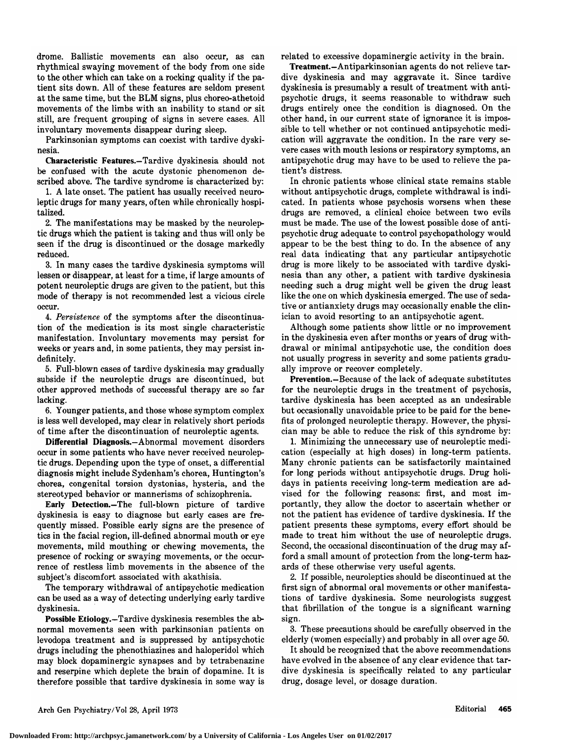drome. Ballistic movements can also occur, as can rhythmical swaying movement of the body from one side to the other which can take on a rocking quality if the patient sits down. All of these features are seldom present at the same time, but the BLM signs, plus choreo-athetoid movements of the limbs with an inability to stand or sit still, are frequent grouping of signs in severe cases. All involuntary movements disappear during sleep.

Parkinsonian symptoms can coexist with tardive dyskinesia.

**Characteristic Features.**—Tardive dyskinesia should not be confused with the acute dystonic phenomenon described above. The tardive syndrome is characterized by:

1. A late onset. The patient has usually received neuroleptic drugs for many years, often while chronically hospitalized.
2. The manifestations may be masked by the neuroleptic drugs which the patient is taking and thus will only be seen if the drug is discontinued or the dosage markedly reduced.
3. In many cases the tardive dyskinesia symptoms will lessen or disappear, at least for a time, if large amounts of potent neuroleptic drugs are given to the patient, but this mode of therapy is not recommended lest a vicious circle occur.
4. *Persistence* of the symptoms after the discontinuation of the medication is its most single characteristic manifestation. Involuntary movements may persist for weeks or years and, in some patients, they may persist indefinitely.
5. Full-blown cases of tardive dyskinesia may gradually subside if the neuroleptic drugs are discontinued, but other approved methods of successful therapy are so far lacking.
6. Younger patients, and those whose symptom complex is less well developed, may clear in relatively short periods of time after the discontinuation of neuroleptic agents.

**Differential Diagnosis.**—Abnormal movement disorders occur in some patients who have never received neuroleptic drugs. Depending upon the type of onset, a differential diagnosis might include Sydenham's chorea, Huntington's chorea, congenital torsion dystonias, hysteria, and the stereotyped behavior or mannerisms of schizophrenia.

**Early Detection.**—The full-blown picture of tardive dyskinesia is easy to diagnose but early cases are frequently missed. Possible early signs are the presence of tics in the facial region, ill-defined abnormal mouth or eye movements, mild mouthing or chewing movements, the presence of rocking or swaying movements, or the occurrence of restless limb movements in the absence of the subject's discomfort associated with akathisia.

The temporary withdrawal of antipsychotic medication can be used as a way of detecting underlying early tardive dyskinesia.

**Possible Etiology.**—Tardive dyskinesia resembles the abnormal movements seen with parkinsonian patients on levodopa treatment and is suppressed by antipsychotic drugs including the phenothiazines and haloperidol which may block dopaminergic synapses and by tetrabenazine and reserpine which deplete the brain of dopamine. It is therefore possible that tardive dyskinesia in some way is related to excessive dopaminergic activity in the brain.

**Treatment.**—Antiparkinsonian agents do not relieve tardive dyskinesia and may aggravate it. Since tardive dyskinesia is presumably a result of treatment with antipsychotic drugs, it seems reasonable to withdraw such drugs entirely once the condition is diagnosed. On the other hand, in our current state of ignorance it is impossible to tell whether or not continued antipsychotic medication will aggravate the condition. In the rare very severe cases with mouth lesions or respiratory symptoms, an antipsychotic drug may have to be used to relieve the patient's distress.

In chronic patients whose clinical state remains stable without antipsychotic drugs, complete withdrawal is indicated. In patients whose psychosis worsens when these drugs are removed, a clinical choice between two evils must be made. The use of the lowest possible dose of antipsychotic drug adequate to control psychopathology would appear to be the best thing to do. In the absence of any real data indicating that any particular antipsychotic drug is more likely to be associated with tardive dyskinesia than any other, a patient with tardive dyskinesia needing such a drug might well be given the drug least like the one on which dyskinesia emerged. The use of sedative or antianxiety drugs may occasionally enable the clinician to avoid resorting to an antipsychotic agent.

Although some patients show little or no improvement in the dyskinesia even after months or years of drug withdrawal or minimal antipsychotic use, the condition does not usually progress in severity and some patients gradually improve or recover completely.

**Prevention.**—Because of the lack of adequate substitutes for the neuroleptic drugs in the treatment of psychosis, tardive dyskinesia has been accepted as an undesirable but occasionally unavoidable price to be paid for the benefits of prolonged neuroleptic therapy. However, the physician may be able to reduce the risk of this syndrome by:

1. Minimizing the unnecessary use of neuroleptic medication (especially at high doses) in long-term patients. Many chronic patients can be satisfactorily maintained for long periods without antipsychotic drugs. Drug holidays in patients receiving long-term medication are advised for the following reasons: first, and most importantly, they allow the doctor to ascertain whether or not the patient has evidence of tardive dyskinesia. If the patient presents these symptoms, every effort should be made to treat him without the use of neuroleptic drugs. Second, the occasional discontinuation of the drug may afford a small amount of protection from the long-term hazards of these otherwise very useful agents.
2. If possible, neuroleptics should be discontinued at the first sign of abnormal oral movements or other manifestations of tardive dyskinesia. Some neurologists suggest that fibrillation of the tongue is a significant warning sign.
3. These precautions should be carefully observed in the elderly (women especially) and probably in all over age 50.

It should be recognized that the above recommendations have evolved in the absence of any clear evidence that tardive dyskinesia is specifically related to any particular drug, dosage level, or dosage duration.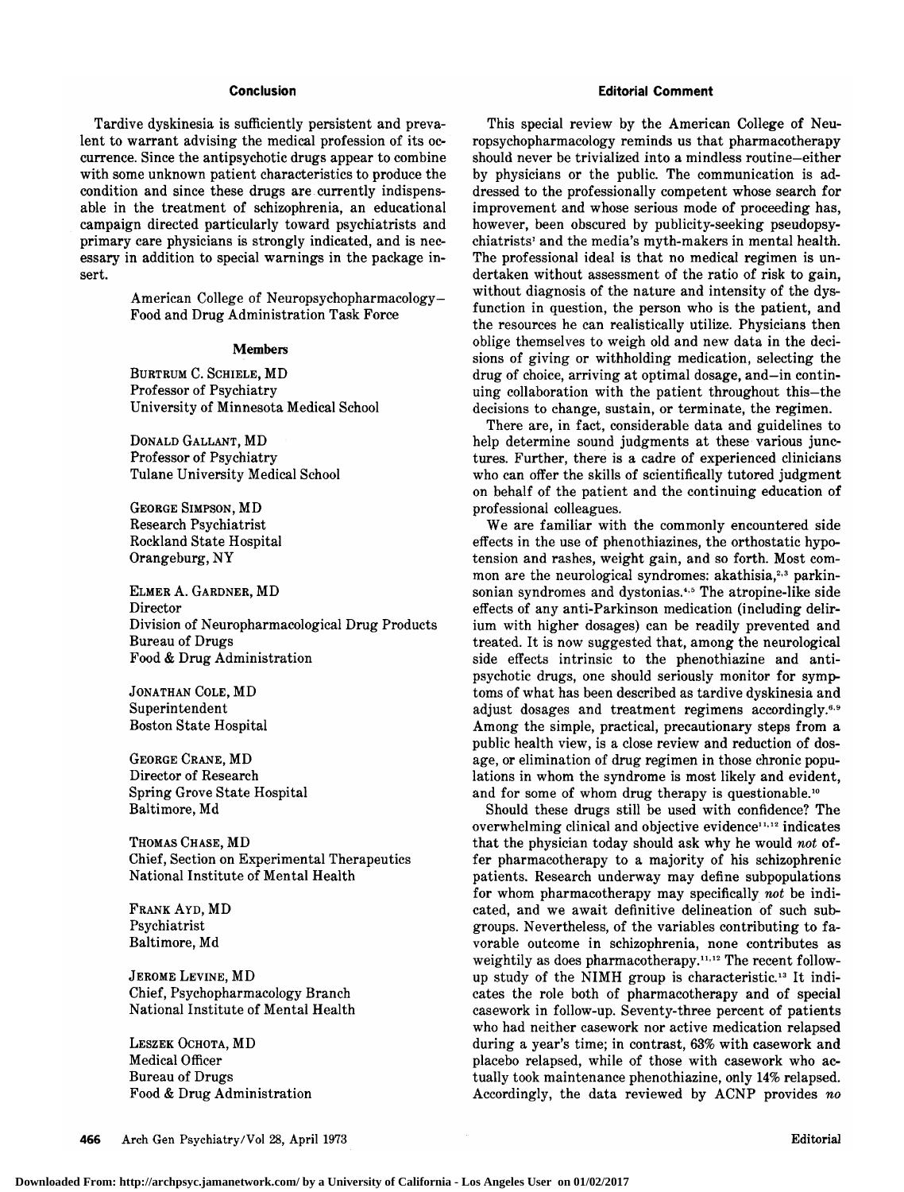## Conclusion

Tardive dyskinesia is sufficiently persistent and prevalent to warrant advising the medical profession of its occurrence. Since the antipsychotic drugs appear to combine with some unknown patient characteristics to produce the condition and since these drugs are currently indispensable in the treatment of schizophrenia, an educational campaign directed particularly toward psychiatrists and primary care physicians is strongly indicated, and is necessary in addition to special warnings in the package insert.

American College of Neuropsychopharmacology–Food and Drug Administration Task Force

### Members

BURTRUM C. SCHIELE, MD
Professor of Psychiatry
University of Minnesota Medical School

DONALD GALLANT, MD
Professor of Psychiatry
Tulane University Medical School

GEORGE SIMPSON, MD
Research Psychiatrist
Rockland State Hospital
Orangeburg, NY

ELMER A. GARDNER, MD
Director
Division of Neuropharmacological Drug Products
Bureau of Drugs
Food & Drug Administration

JONATHAN COLE, MD
Superintendent
Boston State Hospital

GEORGE CRANE, MD
Director of Research
Spring Grove State Hospital
Baltimore, Md

THOMAS CHASE, MD
Chief, Section on Experimental Therapeutics
National Institute of Mental Health

FRANK AYD, MD
Psychiatrist
Baltimore, Md

JEROME LEVINE, MD
Chief, Psychopharmacology Branch
National Institute of Mental Health

LESZEK OCHOTA, MD
Medical Officer
Bureau of Drugs
Food & Drug Administration

## Editorial Comment

This special review by the American College of Neuropsychopharmacology reminds us that pharmacotherapy should never be trivialized into a mindless routine—either by physicians or the public. The communication is addressed to the professionally competent whose search for improvement and whose serious mode of proceeding has, however, been obscured by publicity-seeking pseudopsychiatrists[1] and the media's myth-makers in mental health. The professional ideal is that no medical regimen is undertaken without assessment of the ratio of risk to gain, without diagnosis of the nature and intensity of the dysfunction in question, the person who is the patient, and the resources he can realistically utilize. Physicians then oblige themselves to weigh old and new data in the decisions of giving or withholding medication, selecting the drug of choice, arriving at optimal dosage, and—in continuing collaboration with the patient throughout this—the decisions to change, sustain, or terminate, the regimen.

There are, in fact, considerable data and guidelines to help determine sound judgments at these various junctures. Further, there is a cadre of experienced clinicians who can offer the skills of scientifically tutored judgment on behalf of the patient and the continuing education of professional colleagues.

We are familiar with the commonly encountered side effects in the use of phenothiazines, the orthostatic hypotension and rashes, weight gain, and so forth. Most common are the neurological syndromes: akathisia,[2,3] parkinsonian syndromes and dystonias.[4,5] The atropine-like side effects of any anti-Parkinson medication (including delirium with higher dosages) can be readily prevented and treated. It is now suggested that, among the neurological side effects intrinsic to the phenothiazine and antipsychotic drugs, one should seriously monitor for symptoms of what has been described as tardive dyskinesia and adjust dosages and treatment regimens accordingly.[6-9] Among the simple, practical, precautionary steps from a public health view, is a close review and reduction of dosage, or elimination of drug regimen in those chronic populations in whom the syndrome is most likely and evident, and for some of whom drug therapy is questionable.[10]

Should these drugs still be used with confidence? The overwhelming clinical and objective evidence[11,12] indicates that the physician today should ask why he would *not* offer pharmacotherapy to a majority of his schizophrenic patients. Research underway may define subpopulations for whom pharmacotherapy may specifically *not* be indicated, and we await definitive delineation of such subgroups. Nevertheless, of the variables contributing to favorable outcome in schizophrenia, none contributes as weightily as does pharmacotherapy.[11,12] The recent follow-up study of the NIMH group is characteristic.[13] It indicates the role both of pharmacotherapy and of special casework in follow-up. Seventy-three percent of patients who had neither casework nor active medication relapsed during a year's time; in contrast, 63% with casework and placebo relapsed, while of those with casework who actually took maintenance phenothiazine, only 14% relapsed. Accordingly, the data reviewed by ACNP provides *no*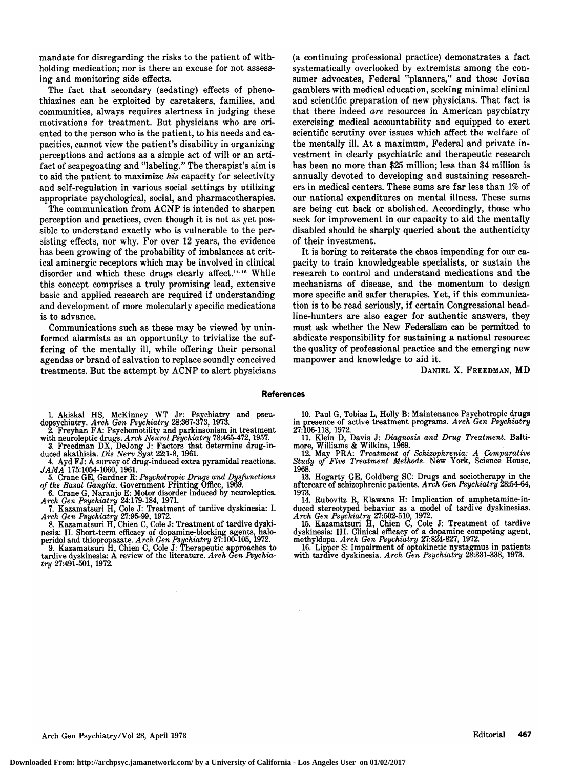mandate for disregarding the risks to the patient of withholding medication; nor is there an excuse for not assessing and monitoring side effects.

The fact that secondary (sedating) effects of phenothiazines can be exploited by caretakers, families, and communities, always requires alertness in judging these motivations for treatment. But physicians who are oriented to the person who is the patient, to his needs and capacities, cannot view the patient's disability in organizing perceptions and actions as a simple act of will or an artifact of scapegoating and "labeling." The therapist's aim is to aid the patient to maximize *his* capacity for selectivity and self-regulation in various social settings by utilizing appropriate psychological, social, and pharmacotherapies.

The communication from ACNP is intended to sharpen perception and practices, even though it is not as yet possible to understand exactly who is vulnerable to the persisting effects, nor why. For over 12 years, the evidence has been growing of the probability of imbalances at critical aminergic receptors which may be involved in clinical disorder and which these drugs clearly affect.[14-16] While this concept comprises a truly promising lead, extensive basic and applied research are required if understanding and development of more molecularly specific medications is to advance.

Communications such as these may be viewed by uninformed alarmists as an opportunity to trivialize the suffering of the mentally ill, while offering their personal agendas or brand of salvation to replace soundly conceived treatments. But the attempt by ACNP to alert physicians (a continuing professional practice) demonstrates a fact systematically overlooked by extremists among the consumer advocates, Federal "planners," and those Jovian gamblers with medical education, seeking minimal clinical and scientific preparation of new physicians. That fact is that there indeed *are* resources in American psychiatry exercising medical accountability and equipped to exert scientific scrutiny over issues which affect the welfare of the mentally ill. At a maximum, Federal and private investment in clearly psychiatric and therapeutic research has been no more than $25 million; less than $4 million is annually devoted to developing and sustaining researchers in medical centers. These sums are far less than 1% of our national expenditures on mental illness. These sums are being cut back or abolished. Accordingly, those who seek for improvement in our capacity to aid the mentally disabled should be sharply queried about the authenticity of their investment.

It is boring to reiterate the chaos impending for our capacity to train knowledgeable specialists, or sustain the research to control and understand medications and the mechanisms of disease, and the momentum to design more specific and safer therapies. Yet, if this communication is to be read seriously, if certain Congressional headline-hunters are also eager for authentic answers, they must ask whether the New Federalism can be permitted to abdicate responsibility for sustaining a national resource: the quality of professional practice and the emerging new manpower and knowledge to aid it.

DANIEL X. FREEDMAN, MD

## References

1. Akiskal HS, McKinney WT Jr: Psychiatry and pseudopsychiatry. *Arch Gen Psychiatry* 28:367-373, 1973.
2. Freyhan FA: Psychomotility and parkinsonism in treatment with neuroleptic drugs. *Arch Neurol Psychiatry* 78:465-472, 1957.
3. Freedman DX, DeJong J: Factors that determine drug-induced akathisia. *Dis Nerv Syst* 22:1-8, 1961.
4. Ayd FJ: A survey of drug-induced extra pyramidal reactions. *JAMA* 175:1054-1060, 1961.
5. Crane GE, Gardner R: *Psychotropic Drugs and Dysfunctions of the Basal Ganglia.* Government Printing Office, 1969.
6. Crane G, Naranjo E: Motor disorder induced by neuroleptics. *Arch Gen Psychiatry* 24:179-184, 1971.
7. Kazamatsuri H, Cole J: Treatment of tardive dyskinesia: I. *Arch Gen Psychiatry* 27:95-99, 1972.
8. Kazamatsuri H, Chien C, Cole J: Treatment of tardive dyskinesia: II. Short-term efficacy of dopamine-blocking agents, haloperidol and thiopropazate. *Arch Gen Psychiatry* 27:100-105, 1972.
9. Kazamatsuri H, Chien C, Cole J: Therapeutic approaches to tardive dyskinesia: A review of the literature. *Arch Gen Psychiatry* 27:491-501, 1972.
10. Paul G, Tobias L, Holly B: Maintenance Psychotropic drugs in presence of active treatment programs. *Arch Gen Psychiatry* 27:106-118, 1972.
11. Klein D, Davis J: *Diagnosis and Drug Treatment.* Baltimore, Williams & Wilkins, 1969.
12. May PRA: *Treatment of Schizophrenia: A Comparative Study of Five Treatment Methods.* New York, Science House, 1968.
13. Hogarty GE, Goldberg SC: Drugs and sociotherapy in the aftercare of schizophrenic patients. *Arch Gen Psychiatry* 28:54-64, 1973.
14. Rubovitz R, Klawans H: Implication of amphetamine-induced stereotyped behavior as a model of tardive dyskinesias. *Arch Gen Psychiatry* 27:502-510, 1972.
15. Kazamatsuri H, Chien C, Cole J: Treatment of tardive dyskinesia: III. Clinical efficacy of a dopamine competing agent, methyldopa. *Arch Gen Psychiatry* 27:824-827, 1972.
16. Lipper S: Impairment of optokinetic nystagmus in patients with tardive dyskinesia. *Arch Gen Psychiatry* 28:331-338, 1973.